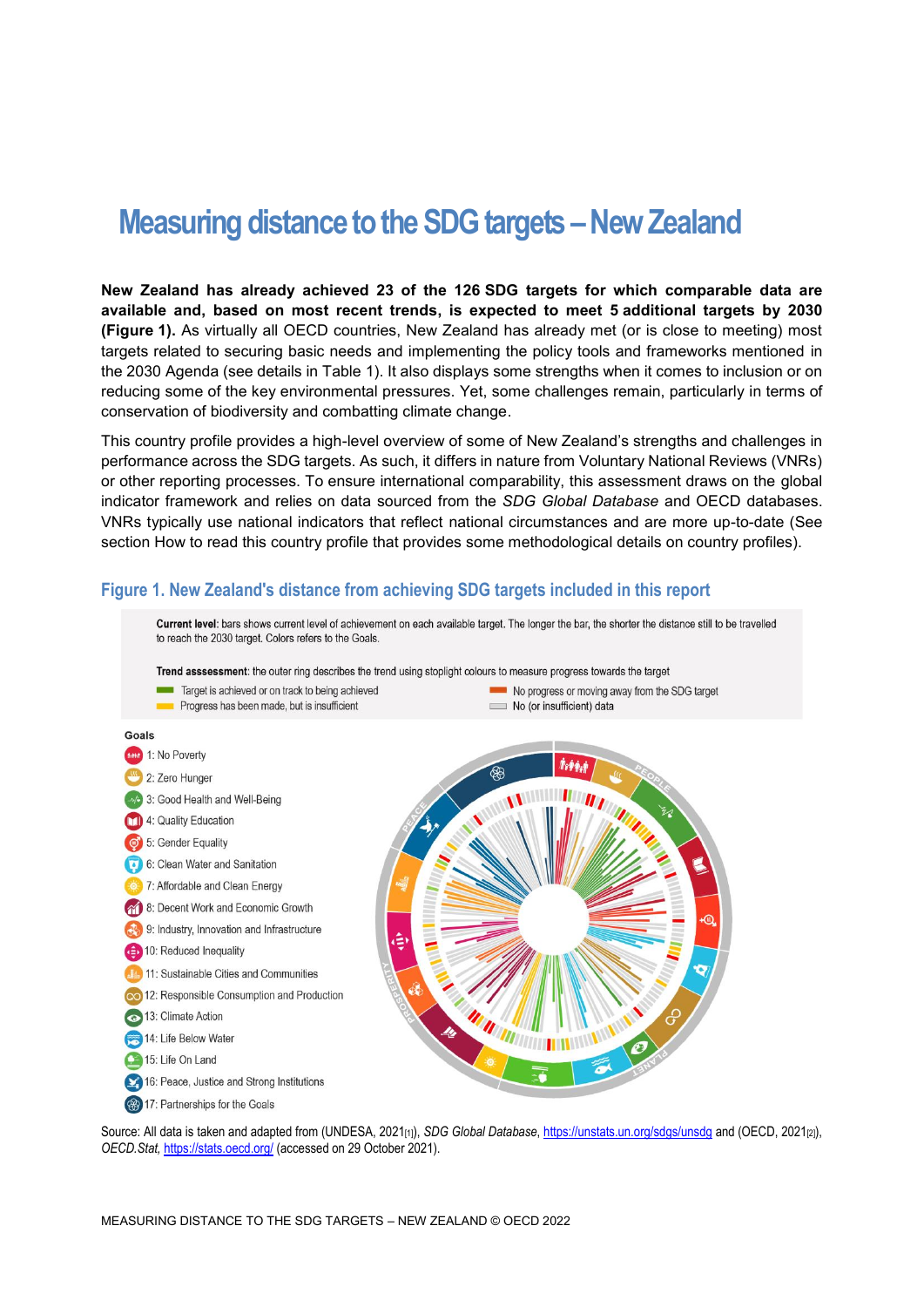# Measuring distance to the SDG targets – New Zealand

**New Zealand has already achieved 23 of the 126 SDG targets for which comparable data are available and, based on most recent trends, is expected to meet 5 additional targets by 2030 (Figure 1).** As virtually all OECD countries, New Zealand has already met (or is close to meeting) most targets related to securing basic needs and implementing the policy tools and frameworks mentioned in the 2030 Agenda (see details in Table 1). It also displays some strengths when it comes to inclusion or on reducing some of the key environmental pressures. Yet, some challenges remain, particularly in terms of conservation of biodiversity and combatting climate change.

This country profile provides a high-level overview of some of New Zealand's strengths and challenges in performance across the SDG targets. As such, it differs in nature from Voluntary National Reviews (VNRs) or other reporting processes. To ensure international comparability, this assessment draws on the global indicator framework and relies on data sourced from the *SDG Global Database* and OECD databases. VNRs typically use national indicators that reflect national circumstances and are more up-to-date (See section How to read this country profile that provides some methodological details on country profiles).

## Figure 1. New Zealand's distance from achieving SDG targets included in this report

**Current level**: bars shows current level of achievement on each available target. The longer the bar, the shorter the distance still to be travelled to reach the 2030 target. Colors refers to the Goals.

**Trend assessment**: the outer ring describes the trend using stoplight colours to measure progress towards the target

- Target is achieved or on track to being achieved
- Progress has been made, but is insufficient
- No progress or moving away from the SDG target
- No (or insufficient) data

**Goals**

- 1: No Poverty
- 2: Zero Hunger
- 3: Good Health and Well-Being
- 4: Quality Education
- 5: Gender Equality
- 6: Clean Water and Sanitation
- 7: Affordable and Clean Energy
- 8: Decent Work and Economic Growth
- 9: Industry, Innovation and Infrastructure
- 10: Reduced Inequality
- 11: Sustainable Cities and Communities
- 12: Responsible Consumption and Production
- 13: Climate Action
- 14: Life Below Water
- 15: Life On Land
- 16: Peace, Justice and Strong Institutions
- 17: Partnerships for the Goals

Source: All data is taken and adapted from (UNDESA, 2021[1]), *SDG Global Database*, https://unstats.un.org/sdgs/unsdg and (OECD, 2021[2]), *OECD.Stat*, https://stats.oecd.org/ (accessed on 29 October 2021).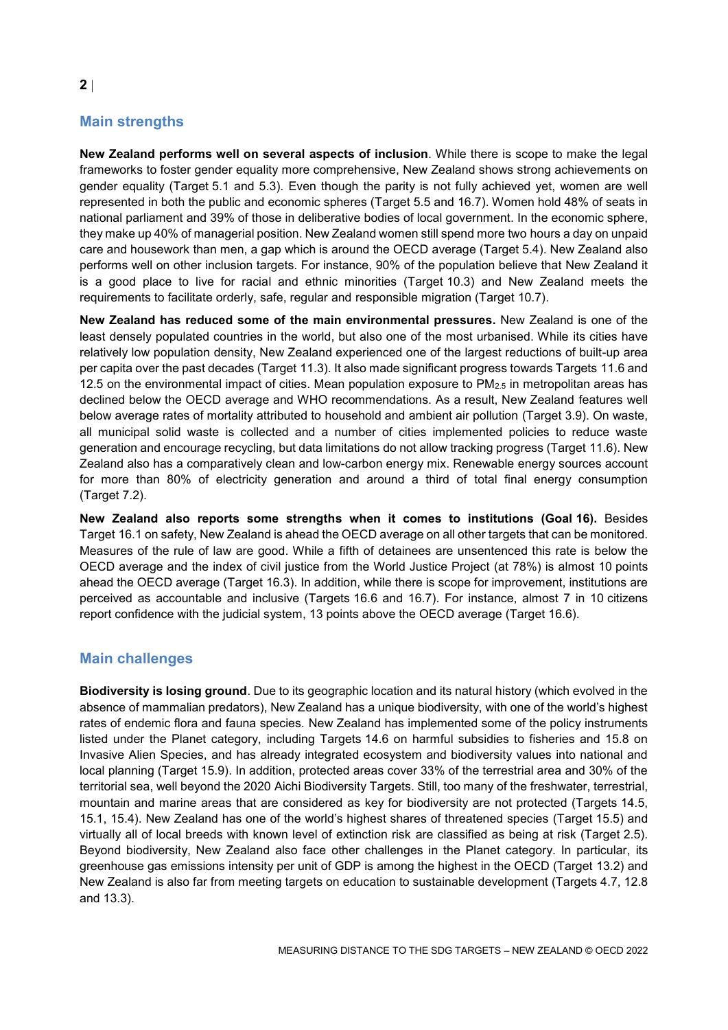## Main strengths

**New Zealand performs well on several aspects of inclusion**. While there is scope to make the legal frameworks to foster gender equality more comprehensive, New Zealand shows strong achievements on gender equality (Target 5.1 and 5.3). Even though the parity is not fully achieved yet, women are well represented in both the public and economic spheres (Target 5.5 and 16.7). Women hold 48% of seats in national parliament and 39% of those in deliberative bodies of local government. In the economic sphere, they make up 40% of managerial position. New Zealand women still spend more two hours a day on unpaid care and housework than men, a gap which is around the OECD average (Target 5.4). New Zealand also performs well on other inclusion targets. For instance, 90% of the population believe that New Zealand it is a good place to live for racial and ethnic minorities (Target 10.3) and New Zealand meets the requirements to facilitate orderly, safe, regular and responsible migration (Target 10.7).

**New Zealand has reduced some of the main environmental pressures.** New Zealand is one of the least densely populated countries in the world, but also one of the most urbanised. While its cities have relatively low population density, New Zealand experienced one of the largest reductions of built-up area per capita over the past decades (Target 11.3). It also made significant progress towards Targets 11.6 and 12.5 on the environmental impact of cities. Mean population exposure to $PM_{2.5}$ in metropolitan areas has declined below the OECD average and WHO recommendations. As a result, New Zealand features well below average rates of mortality attributed to household and ambient air pollution (Target 3.9). On waste, all municipal solid waste is collected and a number of cities implemented policies to reduce waste generation and encourage recycling, but data limitations do not allow tracking progress (Target 11.6). New Zealand also has a comparatively clean and low-carbon energy mix. Renewable energy sources account for more than 80% of electricity generation and around a third of total final energy consumption (Target 7.2).

**New Zealand also reports some strengths when it comes to institutions (Goal 16).** Besides Target 16.1 on safety, New Zealand is ahead the OECD average on all other targets that can be monitored. Measures of the rule of law are good. While a fifth of detainees are unsentenced this rate is below the OECD average and the index of civil justice from the World Justice Project (at 78%) is almost 10 points ahead the OECD average (Target 16.3). In addition, while there is scope for improvement, institutions are perceived as accountable and inclusive (Targets 16.6 and 16.7). For instance, almost 7 in 10 citizens report confidence with the judicial system, 13 points above the OECD average (Target 16.6).

## Main challenges

**Biodiversity is losing ground**. Due to its geographic location and its natural history (which evolved in the absence of mammalian predators), New Zealand has a unique biodiversity, with one of the world's highest rates of endemic flora and fauna species. New Zealand has implemented some of the policy instruments listed under the Planet category, including Targets 14.6 on harmful subsidies to fisheries and 15.8 on Invasive Alien Species, and has already integrated ecosystem and biodiversity values into national and local planning (Target 15.9). In addition, protected areas cover 33% of the terrestrial area and 30% of the territorial sea, well beyond the 2020 Aichi Biodiversity Targets. Still, too many of the freshwater, terrestrial, mountain and marine areas that are considered as key for biodiversity are not protected (Targets 14.5, 15.1, 15.4). New Zealand has one of the world's highest shares of threatened species (Target 15.5) and virtually all of local breeds with known level of extinction risk are classified as being at risk (Target 2.5). Beyond biodiversity, New Zealand also face other challenges in the Planet category. In particular, its greenhouse gas emissions intensity per unit of GDP is among the highest in the OECD (Target 13.2) and New Zealand is also far from meeting targets on education to sustainable development (Targets 4.7, 12.8 and 13.3).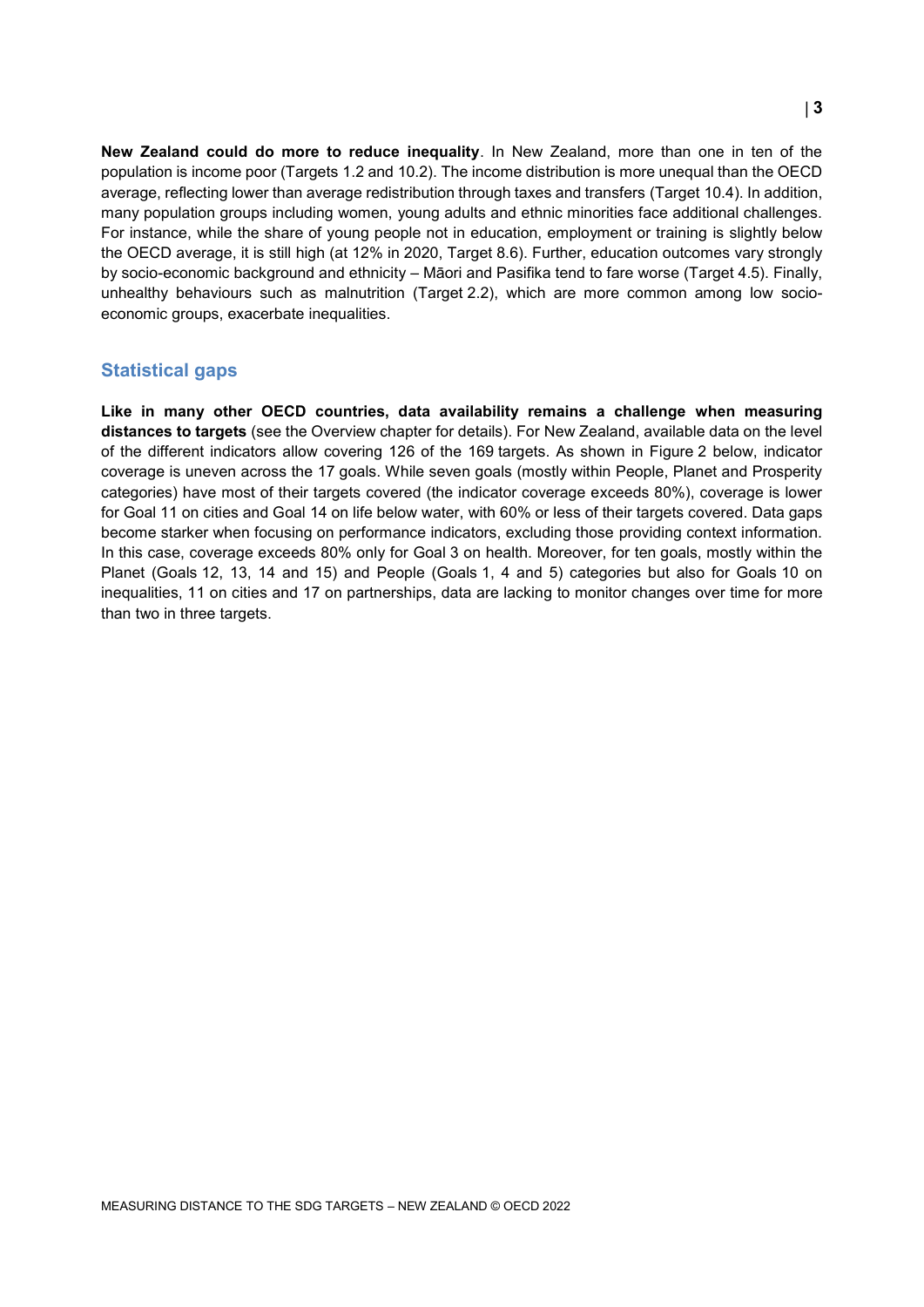**New Zealand could do more to reduce inequality**. In New Zealand, more than one in ten of the population is income poor (Targets 1.2 and 10.2). The income distribution is more unequal than the OECD average, reflecting lower than average redistribution through taxes and transfers (Target 10.4). In addition, many population groups including women, young adults and ethnic minorities face additional challenges. For instance, while the share of young people not in education, employment or training is slightly below the OECD average, it is still high (at 12% in 2020, Target 8.6). Further, education outcomes vary strongly by socio-economic background and ethnicity – Māori and Pasifika tend to fare worse (Target 4.5). Finally, unhealthy behaviours such as malnutrition (Target 2.2), which are more common among low socio-economic groups, exacerbate inequalities.

## Statistical gaps

**Like in many other OECD countries, data availability remains a challenge when measuring distances to targets** (see the Overview chapter for details). For New Zealand, available data on the level of the different indicators allow covering 126 of the 169 targets. As shown in Figure 2 below, indicator coverage is uneven across the 17 goals. While seven goals (mostly within People, Planet and Prosperity categories) have most of their targets covered (the indicator coverage exceeds 80%), coverage is lower for Goal 11 on cities and Goal 14 on life below water, with 60% or less of their targets covered. Data gaps become starker when focusing on performance indicators, excluding those providing context information. In this case, coverage exceeds 80% only for Goal 3 on health. Moreover, for ten goals, mostly within the Planet (Goals 12, 13, 14 and 15) and People (Goals 1, 4 and 5) categories but also for Goals 10 on inequalities, 11 on cities and 17 on partnerships, data are lacking to monitor changes over time for more than two in three targets.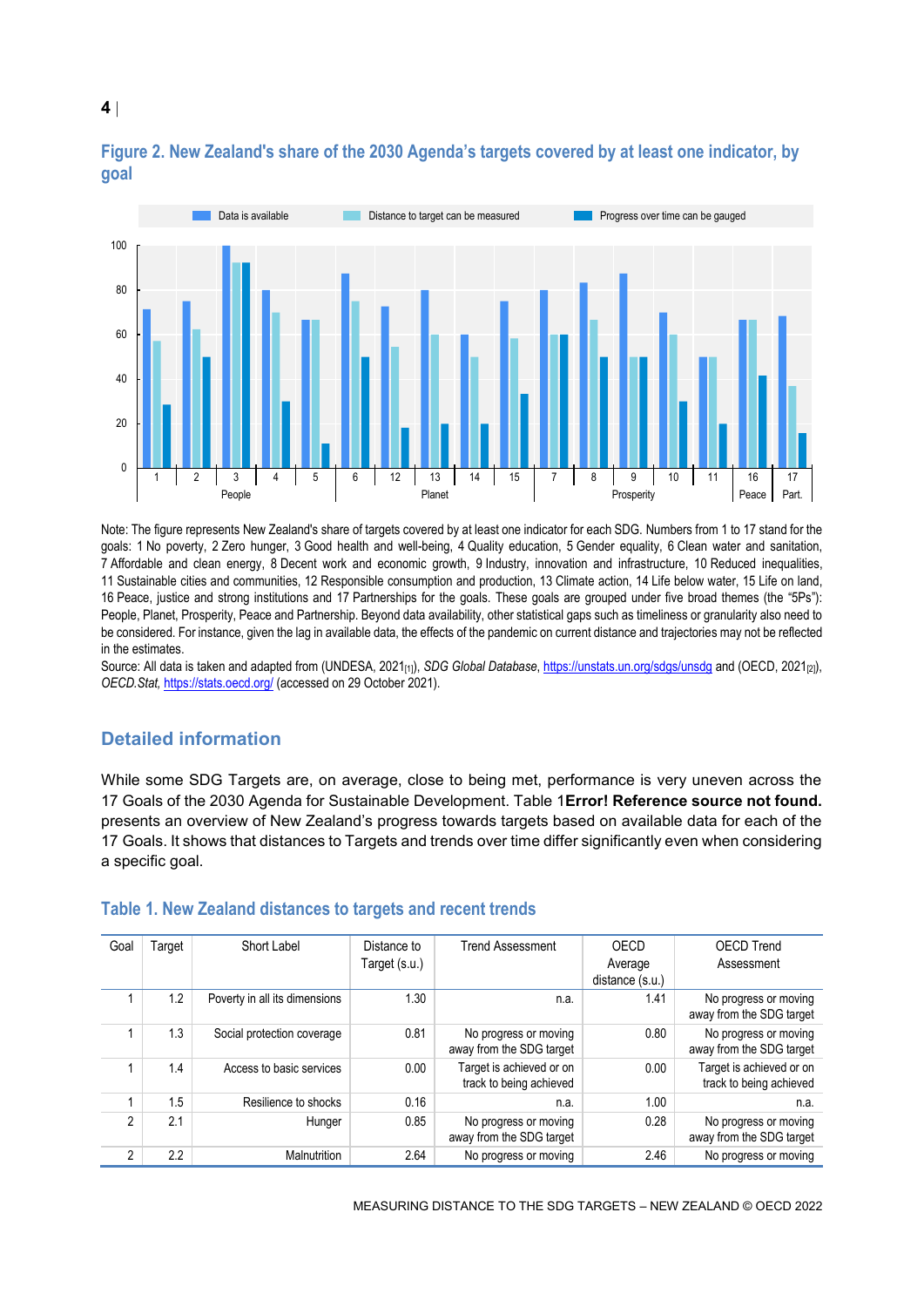## Figure 2. New Zealand's share of the 2030 Agenda's targets covered by at least one indicator, by goal

Note: The figure represents New Zealand's share of targets covered by at least one indicator for each SDG. Numbers from 1 to 17 stand for the goals: 1 No poverty, 2 Zero hunger, 3 Good health and well-being, 4 Quality education, 5 Gender equality, 6 Clean water and sanitation, 7 Affordable and clean energy, 8 Decent work and economic growth, 9 Industry, innovation and infrastructure, 10 Reduced inequalities, 11 Sustainable cities and communities, 12 Responsible consumption and production, 13 Climate action, 14 Life below water, 15 Life on land, 16 Peace, justice and strong institutions and 17 Partnerships for the goals. These goals are grouped under five broad themes (the "5Ps"): People, Planet, Prosperity, Peace and Partnership. Beyond data availability, other statistical gaps such as timeliness or granularity also need to be considered. For instance, given the lag in available data, the effects of the pandemic on current distance and trajectories may not be reflected in the estimates.

Source: All data is taken and adapted from (UNDESA, 2021[1]), *SDG Global Database*, https://unstats.un.org/sdgs/unsdg and (OECD, 2021[2]), *OECD.Stat*, https://stats.oecd.org/ (accessed on 29 October 2021).

## Detailed information

While some SDG Targets are, on average, close to being met, performance is very uneven across the 17 Goals of the 2030 Agenda for Sustainable Development. Table 1**Error! Reference source not found.** presents an overview of New Zealand's progress towards targets based on available data for each of the 17 Goals. It shows that distances to Targets and trends over time differ significantly even when considering a specific goal.

### Table 1. New Zealand distances to targets and recent trends

| Goal | Target | Short Label | Distance to Target (s.u.) | Trend Assessment | OECD Average distance (s.u.) | OECD Trend Assessment |
|---|---|---|---|---|---|---|
| 1 | 1.2 | Poverty in all its dimensions | 1.30 | n.a. | 1.41 | No progress or moving away from the SDG target |
| 1 | 1.3 | Social protection coverage | 0.81 | No progress or moving away from the SDG target | 0.80 | No progress or moving away from the SDG target |
| 1 | 1.4 | Access to basic services | 0.00 | Target is achieved or on track to being achieved | 0.00 | Target is achieved or on track to being achieved |
| 1 | 1.5 | Resilience to shocks | 0.16 | n.a. | 1.00 | n.a. |
| 2 | 2.1 | Hunger | 0.85 | No progress or moving away from the SDG target | 0.28 | No progress or moving away from the SDG target |
| 2 | 2.2 | Malnutrition | 2.64 | No progress or moving | 2.46 | No progress or moving |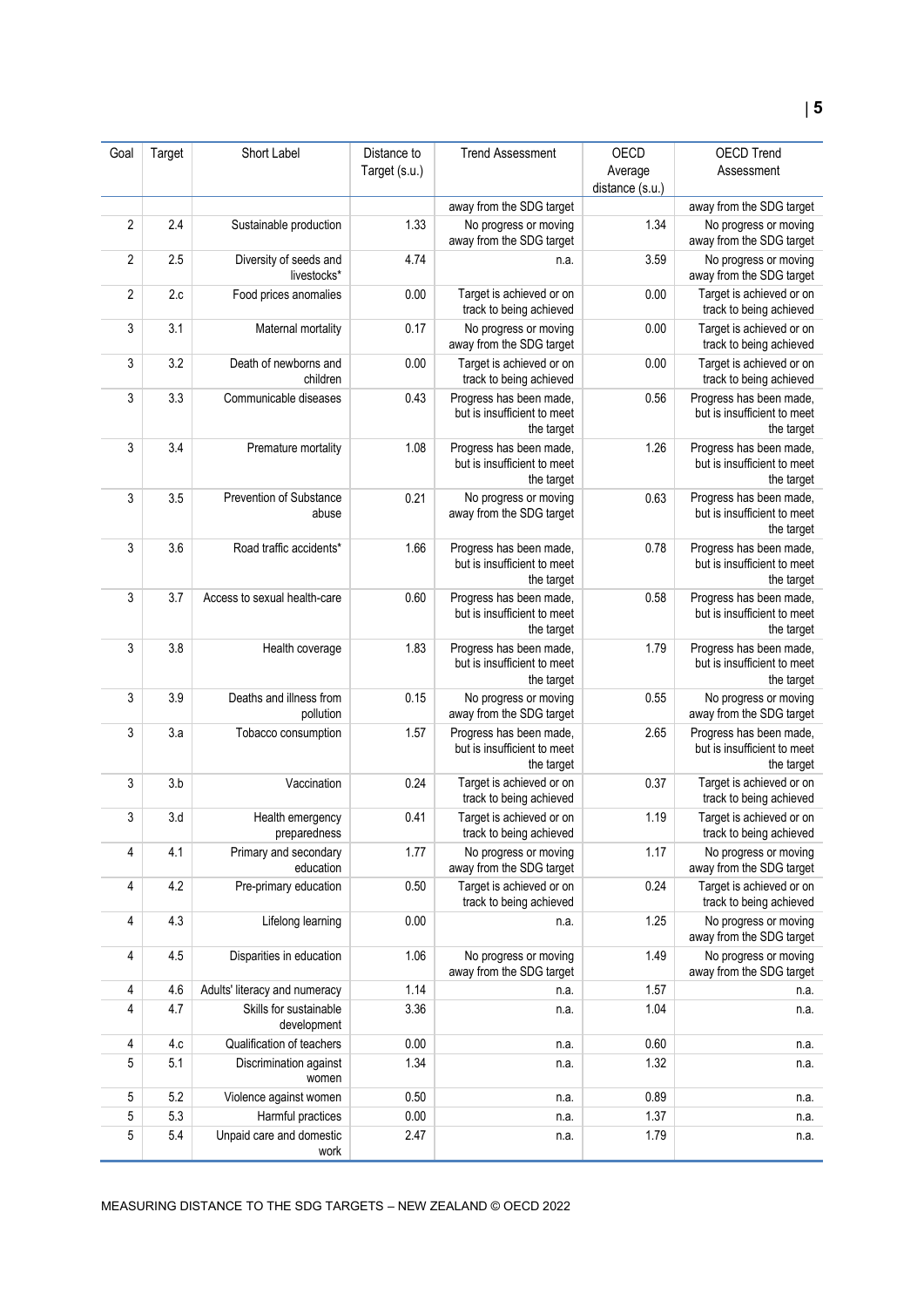| Goal | Target | Short Label | Distance to Target (s.u.) | Trend Assessment | OECD Average distance (s.u.) | OECD Trend Assessment |
|---|---|---|---|---|---|---|
| | | | | away from the SDG target | | away from the SDG target |
| 2 | 2.4 | Sustainable production | 1.33 | No progress or moving away from the SDG target | 1.34 | No progress or moving away from the SDG target |
| 2 | 2.5 | Diversity of seeds and livestocks* | 4.74 | n.a. | 3.59 | No progress or moving away from the SDG target |
| 2 | 2.c | Food prices anomalies | 0.00 | Target is achieved or on track to being achieved | 0.00 | Target is achieved or on track to being achieved |
| 3 | 3.1 | Maternal mortality | 0.17 | No progress or moving away from the SDG target | 0.00 | Target is achieved or on track to being achieved |
| 3 | 3.2 | Death of newborns and children | 0.00 | Target is achieved or on track to being achieved | 0.00 | Target is achieved or on track to being achieved |
| 3 | 3.3 | Communicable diseases | 0.43 | Progress has been made, but is insufficient to meet the target | 0.56 | Progress has been made, but is insufficient to meet the target |
| 3 | 3.4 | Premature mortality | 1.08 | Progress has been made, but is insufficient to meet the target | 1.26 | Progress has been made, but is insufficient to meet the target |
| 3 | 3.5 | Prevention of Substance abuse | 0.21 | No progress or moving away from the SDG target | 0.63 | Progress has been made, but is insufficient to meet the target |
| 3 | 3.6 | Road traffic accidents* | 1.66 | Progress has been made, but is insufficient to meet the target | 0.78 | Progress has been made, but is insufficient to meet the target |
| 3 | 3.7 | Access to sexual health-care | 0.60 | Progress has been made, but is insufficient to meet the target | 0.58 | Progress has been made, but is insufficient to meet the target |
| 3 | 3.8 | Health coverage | 1.83 | Progress has been made, but is insufficient to meet the target | 1.79 | Progress has been made, but is insufficient to meet the target |
| 3 | 3.9 | Deaths and illness from pollution | 0.15 | No progress or moving away from the SDG target | 0.55 | No progress or moving away from the SDG target |
| 3 | 3.a | Tobacco consumption | 1.57 | Progress has been made, but is insufficient to meet the target | 2.65 | Progress has been made, but is insufficient to meet the target |
| 3 | 3.b | Vaccination | 0.24 | Target is achieved or on track to being achieved | 0.37 | Target is achieved or on track to being achieved |
| 3 | 3.d | Health emergency preparedness | 0.41 | Target is achieved or on track to being achieved | 1.19 | Target is achieved or on track to being achieved |
| 4 | 4.1 | Primary and secondary education | 1.77 | No progress or moving away from the SDG target | 1.17 | No progress or moving away from the SDG target |
| 4 | 4.2 | Pre-primary education | 0.50 | Target is achieved or on track to being achieved | 0.24 | Target is achieved or on track to being achieved |
| 4 | 4.3 | Lifelong learning | 0.00 | n.a. | 1.25 | No progress or moving away from the SDG target |
| 4 | 4.5 | Disparities in education | 1.06 | No progress or moving away from the SDG target | 1.49 | No progress or moving away from the SDG target |
| 4 | 4.6 | Adults' literacy and numeracy | 1.14 | n.a. | 1.57 | n.a. |
| 4 | 4.7 | Skills for sustainable development | 3.36 | n.a. | 1.04 | n.a. |
| 4 | 4.c | Qualification of teachers | 0.00 | n.a. | 0.60 | n.a. |
| 5 | 5.1 | Discrimination against women | 1.34 | n.a. | 1.32 | n.a. |
| 5 | 5.2 | Violence against women | 0.50 | n.a. | 0.89 | n.a. |
| 5 | 5.3 | Harmful practices | 0.00 | n.a. | 1.37 | n.a. |
| 5 | 5.4 | Unpaid care and domestic work | 2.47 | n.a. | 1.79 | n.a. |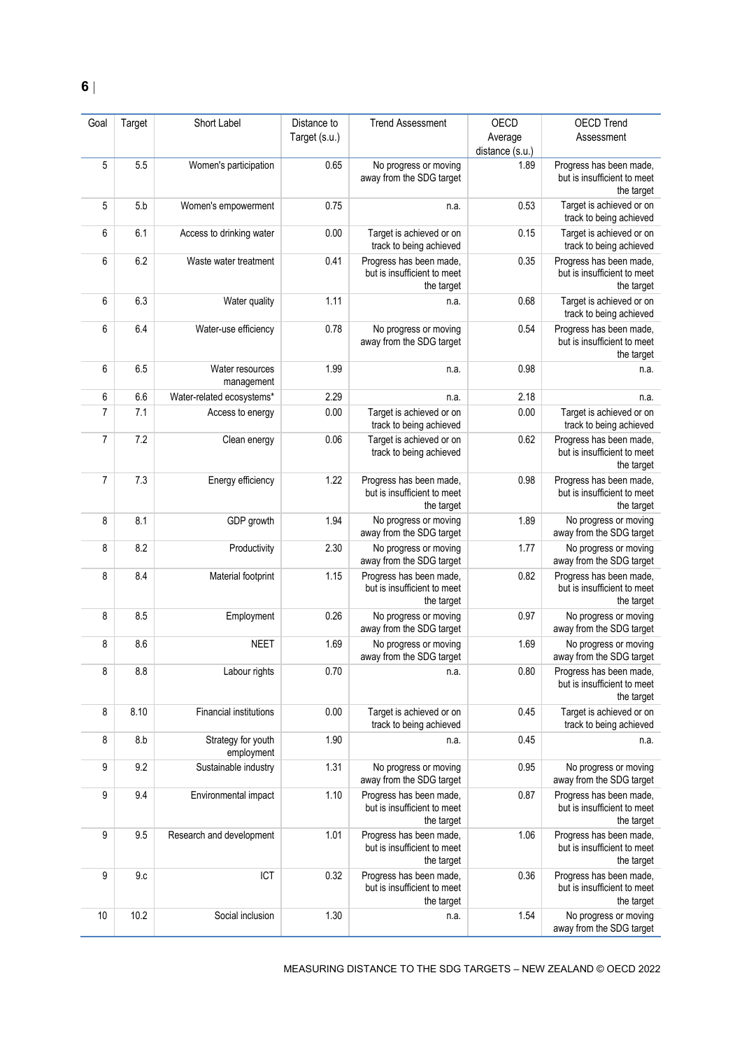| Goal | Target | Short Label | Distance to Target (s.u.) | Trend Assessment | OECD Average distance (s.u.) | OECD Trend Assessment |
|---|---|---|---|---|---|---|
| 5 | 5.5 | Women's participation | 0.65 | No progress or moving away from the SDG target | 1.89 | Progress has been made, but is insufficient to meet the target |
| 5 | 5.b | Women's empowerment | 0.75 | n.a. | 0.53 | Target is achieved or on track to being achieved |
| 6 | 6.1 | Access to drinking water | 0.00 | Target is achieved or on track to being achieved | 0.15 | Target is achieved or on track to being achieved |
| 6 | 6.2 | Waste water treatment | 0.41 | Progress has been made, but is insufficient to meet the target | 0.35 | Progress has been made, but is insufficient to meet the target |
| 6 | 6.3 | Water quality | 1.11 | n.a. | 0.68 | Target is achieved or on track to being achieved |
| 6 | 6.4 | Water-use efficiency | 0.78 | No progress or moving away from the SDG target | 0.54 | Progress has been made, but is insufficient to meet the target |
| 6 | 6.5 | Water resources management | 1.99 | n.a. | 0.98 | n.a. |
| 6 | 6.6 | Water-related ecosystems* | 2.29 | n.a. | 2.18 | n.a. |
| 7 | 7.1 | Access to energy | 0.00 | Target is achieved or on track to being achieved | 0.00 | Target is achieved or on track to being achieved |
| 7 | 7.2 | Clean energy | 0.06 | Target is achieved or on track to being achieved | 0.62 | Progress has been made, but is insufficient to meet the target |
| 7 | 7.3 | Energy efficiency | 1.22 | Progress has been made, but is insufficient to meet the target | 0.98 | Progress has been made, but is insufficient to meet the target |
| 8 | 8.1 | GDP growth | 1.94 | No progress or moving away from the SDG target | 1.89 | No progress or moving away from the SDG target |
| 8 | 8.2 | Productivity | 2.30 | No progress or moving away from the SDG target | 1.77 | No progress or moving away from the SDG target |
| 8 | 8.4 | Material footprint | 1.15 | Progress has been made, but is insufficient to meet the target | 0.82 | Progress has been made, but is insufficient to meet the target |
| 8 | 8.5 | Employment | 0.26 | No progress or moving away from the SDG target | 0.97 | No progress or moving away from the SDG target |
| 8 | 8.6 | NEET | 1.69 | No progress or moving away from the SDG target | 1.69 | No progress or moving away from the SDG target |
| 8 | 8.8 | Labour rights | 0.70 | n.a. | 0.80 | Progress has been made, but is insufficient to meet the target |
| 8 | 8.10 | Financial institutions | 0.00 | Target is achieved or on track to being achieved | 0.45 | Target is achieved or on track to being achieved |
| 8 | 8.b | Strategy for youth employment | 1.90 | n.a. | 0.45 | n.a. |
| 9 | 9.2 | Sustainable industry | 1.31 | No progress or moving away from the SDG target | 0.95 | No progress or moving away from the SDG target |
| 9 | 9.4 | Environmental impact | 1.10 | Progress has been made, but is insufficient to meet the target | 0.87 | Progress has been made, but is insufficient to meet the target |
| 9 | 9.5 | Research and development | 1.01 | Progress has been made, but is insufficient to meet the target | 1.06 | Progress has been made, but is insufficient to meet the target |
| 9 | 9.c | ICT | 0.32 | Progress has been made, but is insufficient to meet the target | 0.36 | Progress has been made, but is insufficient to meet the target |
| 10 | 10.2 | Social inclusion | 1.30 | n.a. | 1.54 | No progress or moving away from the SDG target |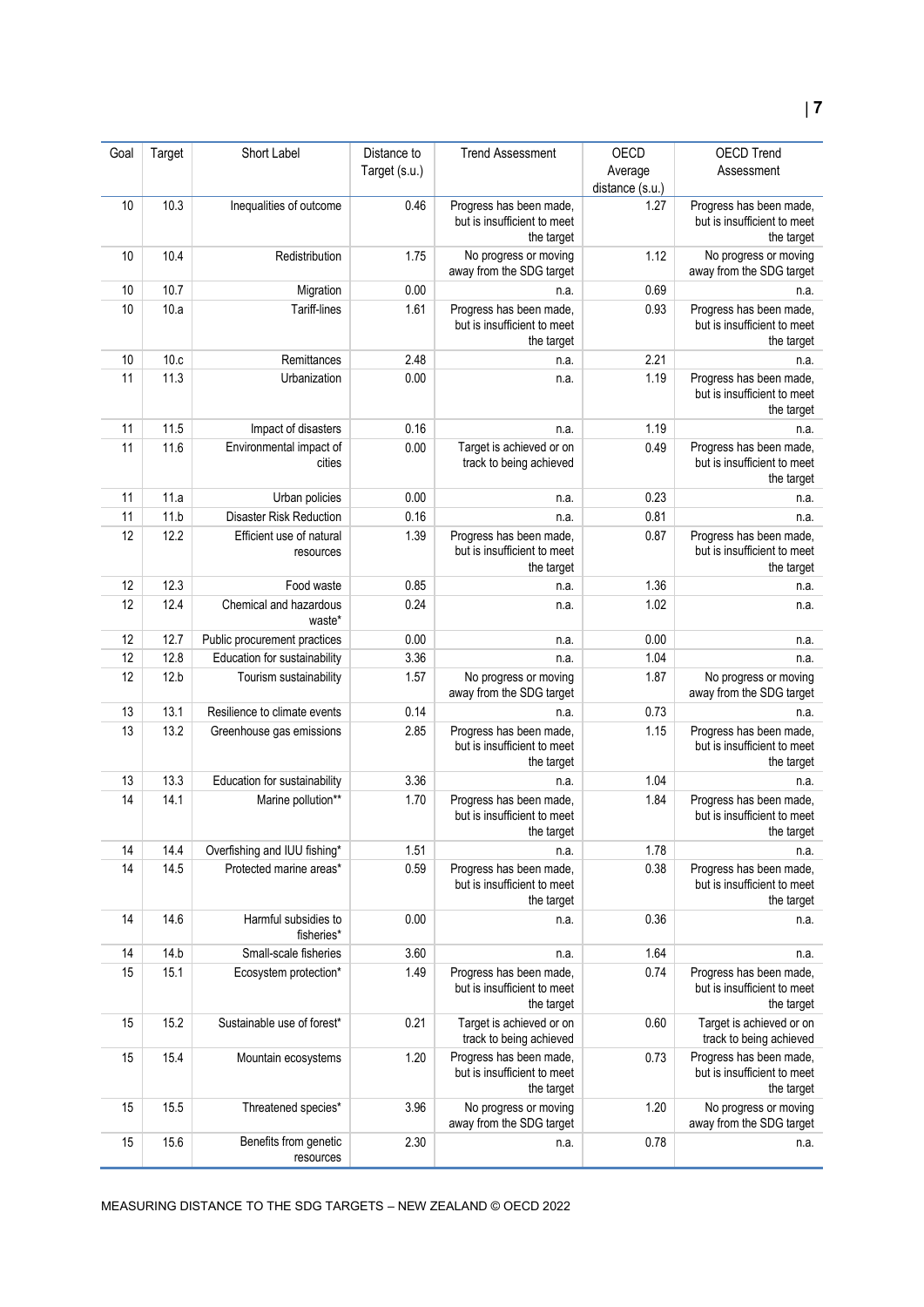| Goal | Target | Short Label | Distance to Target (s.u.) | Trend Assessment | OECD Average distance (s.u.) | OECD Trend Assessment |
|---|---|---|---|---|---|---|
| 10 | 10.3 | Inequalities of outcome | 0.46 | Progress has been made, but is insufficient to meet the target | 1.27 | Progress has been made, but is insufficient to meet the target |
| 10 | 10.4 | Redistribution | 1.75 | No progress or moving away from the SDG target | 1.12 | No progress or moving away from the SDG target |
| 10 | 10.7 | Migration | 0.00 | n.a. | 0.69 | n.a. |
| 10 | 10.a | Tariff-lines | 1.61 | Progress has been made, but is insufficient to meet the target | 0.93 | Progress has been made, but is insufficient to meet the target |
| 10 | 10.c | Remittances | 2.48 | n.a. | 2.21 | n.a. |
| 11 | 11.3 | Urbanization | 0.00 | n.a. | 1.19 | Progress has been made, but is insufficient to meet the target |
| 11 | 11.5 | Impact of disasters | 0.16 | n.a. | 1.19 | n.a. |
| 11 | 11.6 | Environmental impact of cities | 0.00 | Target is achieved or on track to being achieved | 0.49 | Progress has been made, but is insufficient to meet the target |
| 11 | 11.a | Urban policies | 0.00 | n.a. | 0.23 | n.a. |
| 11 | 11.b | Disaster Risk Reduction | 0.16 | n.a. | 0.81 | n.a. |
| 12 | 12.2 | Efficient use of natural resources | 1.39 | Progress has been made, but is insufficient to meet the target | 0.87 | Progress has been made, but is insufficient to meet the target |
| 12 | 12.3 | Food waste | 0.85 | n.a. | 1.36 | n.a. |
| 12 | 12.4 | Chemical and hazardous waste* | 0.24 | n.a. | 1.02 | n.a. |
| 12 | 12.7 | Public procurement practices | 0.00 | n.a. | 0.00 | n.a. |
| 12 | 12.8 | Education for sustainability | 3.36 | n.a. | 1.04 | n.a. |
| 12 | 12.b | Tourism sustainability | 1.57 | No progress or moving away from the SDG target | 1.87 | No progress or moving away from the SDG target |
| 13 | 13.1 | Resilience to climate events | 0.14 | n.a. | 0.73 | n.a. |
| 13 | 13.2 | Greenhouse gas emissions | 2.85 | Progress has been made, but is insufficient to meet the target | 1.15 | Progress has been made, but is insufficient to meet the target |
| 13 | 13.3 | Education for sustainability | 3.36 | n.a. | 1.04 | n.a. |
| 14 | 14.1 | Marine pollution** | 1.70 | Progress has been made, but is insufficient to meet the target | 1.84 | Progress has been made, but is insufficient to meet the target |
| 14 | 14.4 | Overfishing and IUU fishing* | 1.51 | n.a. | 1.78 | n.a. |
| 14 | 14.5 | Protected marine areas* | 0.59 | Progress has been made, but is insufficient to meet the target | 0.38 | Progress has been made, but is insufficient to meet the target |
| 14 | 14.6 | Harmful subsidies to fisheries* | 0.00 | n.a. | 0.36 | n.a. |
| 14 | 14.b | Small-scale fisheries | 3.60 | n.a. | 1.64 | n.a. |
| 15 | 15.1 | Ecosystem protection* | 1.49 | Progress has been made, but is insufficient to meet the target | 0.74 | Progress has been made, but is insufficient to meet the target |
| 15 | 15.2 | Sustainable use of forest* | 0.21 | Target is achieved or on track to being achieved | 0.60 | Target is achieved or on track to being achieved |
| 15 | 15.4 | Mountain ecosystems | 1.20 | Progress has been made, but is insufficient to meet the target | 0.73 | Progress has been made, but is insufficient to meet the target |
| 15 | 15.5 | Threatened species* | 3.96 | No progress or moving away from the SDG target | 1.20 | No progress or moving away from the SDG target |
| 15 | 15.6 | Benefits from genetic resources | 2.30 | n.a. | 0.78 | n.a. |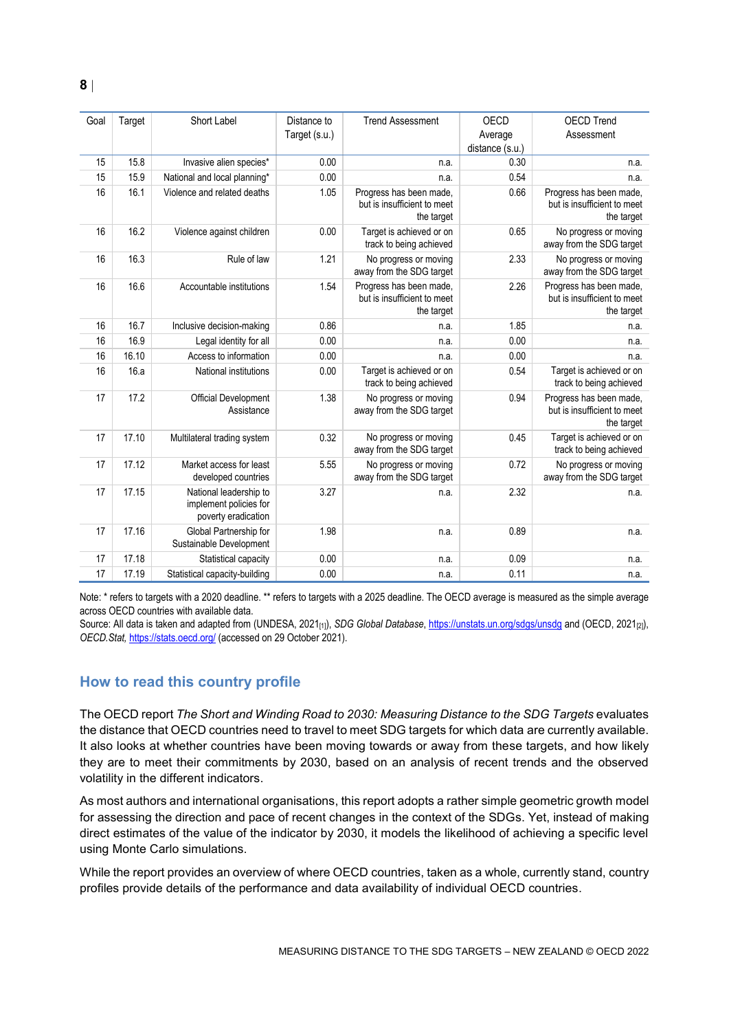| Goal | Target | Short Label | Distance to Target (s.u.) | Trend Assessment | OECD Average distance (s.u.) | OECD Trend Assessment |
|---|---|---|---|---|---|---|
| 15 | 15.8 | Invasive alien species* | 0.00 | n.a. | 0.30 | n.a. |
| 15 | 15.9 | National and local planning* | 0.00 | n.a. | 0.54 | n.a. |
| 16 | 16.1 | Violence and related deaths | 1.05 | Progress has been made, but is insufficient to meet the target | 0.66 | Progress has been made, but is insufficient to meet the target |
| 16 | 16.2 | Violence against children | 0.00 | Target is achieved or on track to being achieved | 0.65 | No progress or moving away from the SDG target |
| 16 | 16.3 | Rule of law | 1.21 | No progress or moving away from the SDG target | 2.33 | No progress or moving away from the SDG target |
| 16 | 16.6 | Accountable institutions | 1.54 | Progress has been made, but is insufficient to meet the target | 2.26 | Progress has been made, but is insufficient to meet the target |
| 16 | 16.7 | Inclusive decision-making | 0.86 | n.a. | 1.85 | n.a. |
| 16 | 16.9 | Legal identity for all | 0.00 | n.a. | 0.00 | n.a. |
| 16 | 16.10 | Access to information | 0.00 | n.a. | 0.00 | n.a. |
| 16 | 16.a | National institutions | 0.00 | Target is achieved or on track to being achieved | 0.54 | Target is achieved or on track to being achieved |
| 17 | 17.2 | Official Development Assistance | 1.38 | No progress or moving away from the SDG target | 0.94 | Progress has been made, but is insufficient to meet the target |
| 17 | 17.10 | Multilateral trading system | 0.32 | No progress or moving away from the SDG target | 0.45 | Target is achieved or on track to being achieved |
| 17 | 17.12 | Market access for least developed countries | 5.55 | No progress or moving away from the SDG target | 0.72 | No progress or moving away from the SDG target |
| 17 | 17.15 | National leadership to implement policies for poverty eradication | 3.27 | n.a. | 2.32 | n.a. |
| 17 | 17.16 | Global Partnership for Sustainable Development | 1.98 | n.a. | 0.89 | n.a. |
| 17 | 17.18 | Statistical capacity | 0.00 | n.a. | 0.09 | n.a. |
| 17 | 17.19 | Statistical capacity-building | 0.00 | n.a. | 0.11 | n.a. |

Note: * refers to targets with a 2020 deadline. ** refers to targets with a 2025 deadline. The OECD average is measured as the simple average across OECD countries with available data.

Source: All data is taken and adapted from (UNDESA, 2021[1]), *SDG Global Database*, https://unstats.un.org/sdgs/unsdg and (OECD, 2021[2]), *OECD.Stat*, https://stats.oecd.org/ (accessed on 29 October 2021).

## How to read this country profile

The OECD report *The Short and Winding Road to 2030: Measuring Distance to the SDG Targets* evaluates the distance that OECD countries need to travel to meet SDG targets for which data are currently available. It also looks at whether countries have been moving towards or away from these targets, and how likely they are to meet their commitments by 2030, based on an analysis of recent trends and the observed volatility in the different indicators.

As most authors and international organisations, this report adopts a rather simple geometric growth model for assessing the direction and pace of recent changes in the context of the SDGs. Yet, instead of making direct estimates of the value of the indicator by 2030, it models the likelihood of achieving a specific level using Monte Carlo simulations.

While the report provides an overview of where OECD countries, taken as a whole, currently stand, country profiles provide details of the performance and data availability of individual OECD countries.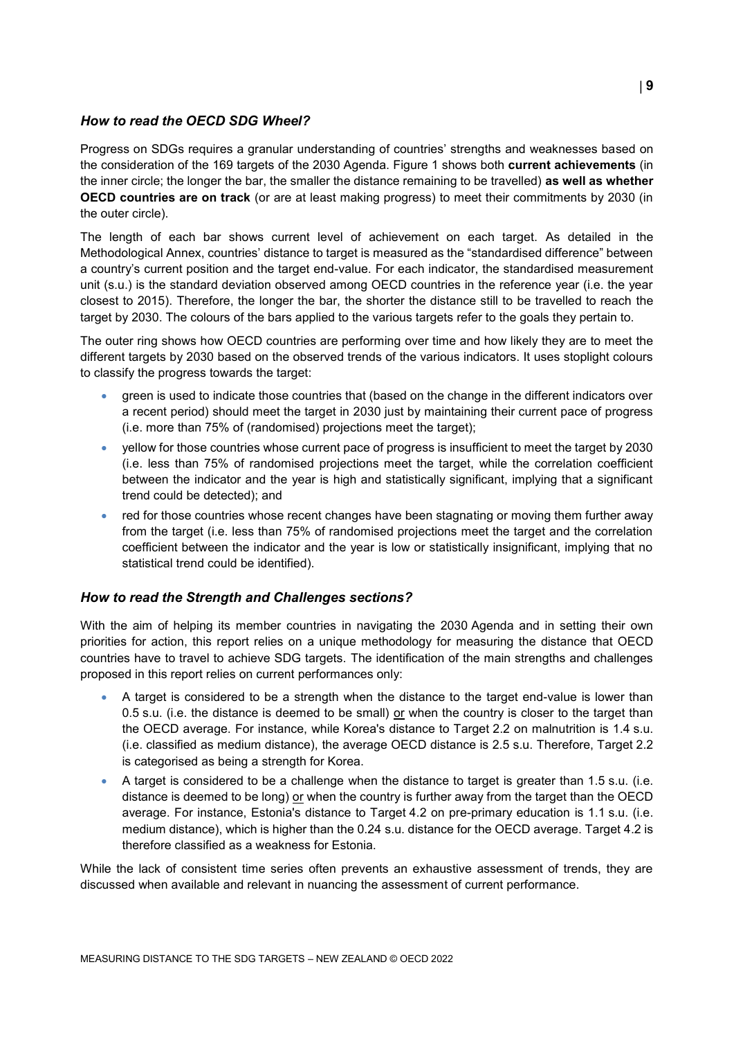### *How to read the OECD SDG Wheel?*

Progress on SDGs requires a granular understanding of countries' strengths and weaknesses based on the consideration of the 169 targets of the 2030 Agenda. Figure 1 shows both **current achievements** (in the inner circle; the longer the bar, the smaller the distance remaining to be travelled) **as well as whether OECD countries are on track** (or are at least making progress) to meet their commitments by 2030 (in the outer circle).

The length of each bar shows current level of achievement on each target. As detailed in the Methodological Annex, countries' distance to target is measured as the "standardised difference" between a country's current position and the target end-value. For each indicator, the standardised measurement unit (s.u.) is the standard deviation observed among OECD countries in the reference year (i.e. the year closest to 2015). Therefore, the longer the bar, the shorter the distance still to be travelled to reach the target by 2030. The colours of the bars applied to the various targets refer to the goals they pertain to.

The outer ring shows how OECD countries are performing over time and how likely they are to meet the different targets by 2030 based on the observed trends of the various indicators. It uses stoplight colours to classify the progress towards the target:

- green is used to indicate those countries that (based on the change in the different indicators over a recent period) should meet the target in 2030 just by maintaining their current pace of progress (i.e. more than 75% of (randomised) projections meet the target);
- yellow for those countries whose current pace of progress is insufficient to meet the target by 2030 (i.e. less than 75% of randomised projections meet the target, while the correlation coefficient between the indicator and the year is high and statistically significant, implying that a significant trend could be detected); and
- red for those countries whose recent changes have been stagnating or moving them further away from the target (i.e. less than 75% of randomised projections meet the target and the correlation coefficient between the indicator and the year is low or statistically insignificant, implying that no statistical trend could be identified).

### *How to read the Strength and Challenges sections?*

With the aim of helping its member countries in navigating the 2030 Agenda and in setting their own priorities for action, this report relies on a unique methodology for measuring the distance that OECD countries have to travel to achieve SDG targets. The identification of the main strengths and challenges proposed in this report relies on current performances only:

- A target is considered to be a strength when the distance to the target end-value is lower than 0.5 s.u. (i.e. the distance is deemed to be small) or when the country is closer to the target than the OECD average. For instance, while Korea's distance to Target 2.2 on malnutrition is 1.4 s.u. (i.e. classified as medium distance), the average OECD distance is 2.5 s.u. Therefore, Target 2.2 is categorised as being a strength for Korea.
- A target is considered to be a challenge when the distance to target is greater than 1.5 s.u. (i.e. distance is deemed to be long) or when the country is further away from the target than the OECD average. For instance, Estonia's distance to Target 4.2 on pre-primary education is 1.1 s.u. (i.e. medium distance), which is higher than the 0.24 s.u. distance for the OECD average. Target 4.2 is therefore classified as a weakness for Estonia.

While the lack of consistent time series often prevents an exhaustive assessment of trends, they are discussed when available and relevant in nuancing the assessment of current performance.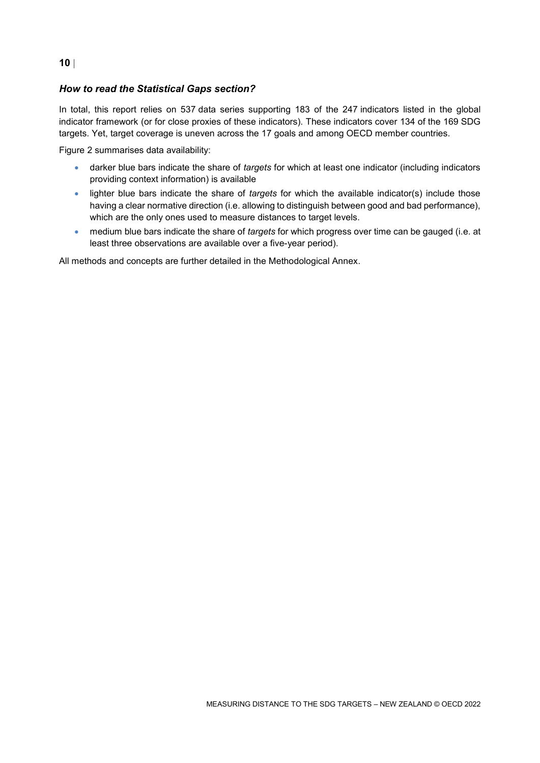### *How to read the Statistical Gaps section?*

In total, this report relies on 537 data series supporting 183 of the 247 indicators listed in the global indicator framework (or for close proxies of these indicators). These indicators cover 134 of the 169 SDG targets. Yet, target coverage is uneven across the 17 goals and among OECD member countries.

Figure 2 summarises data availability:

- darker blue bars indicate the share of *targets* for which at least one indicator (including indicators providing context information) is available
- lighter blue bars indicate the share of *targets* for which the available indicator(s) include those having a clear normative direction (i.e. allowing to distinguish between good and bad performance), which are the only ones used to measure distances to target levels.
- medium blue bars indicate the share of *targets* for which progress over time can be gauged (i.e. at least three observations are available over a five-year period).

All methods and concepts are further detailed in the Methodological Annex.